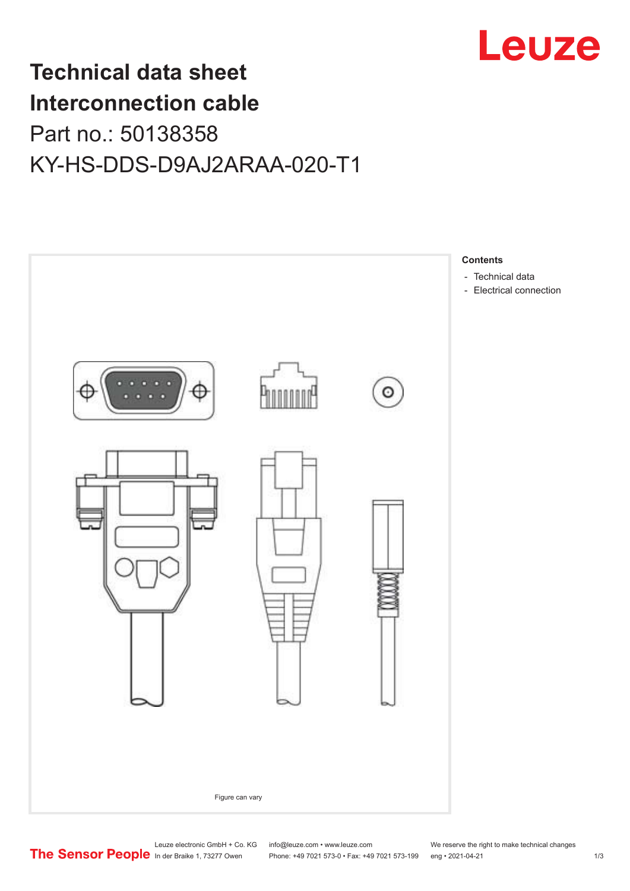# Technical data sheet
# Interconnection cable

## Part no.: 50138358

## KY-HS-DDS-D9AJ2ARAA-020-T1

Figure can vary

**Contents**

- Technical data
- Electrical connection

Leuze electronic GmbH + Co. KG
In der Braike 1, 73277 Owen

info@leuze.com • www.leuze.com
Phone: +49 7021 573-0 • Fax: +49 7021 573-199

We reserve the right to make technical changes
eng • 2021-04-21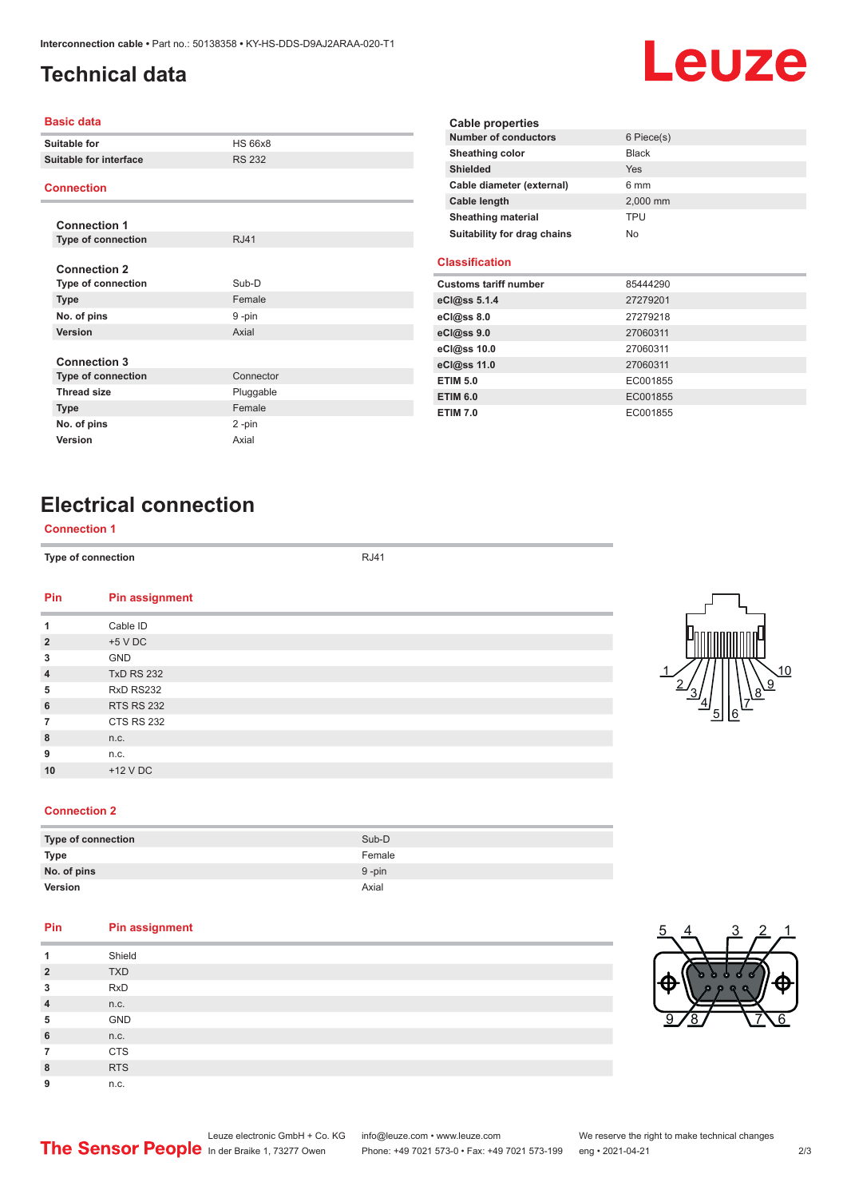# Technical data

## Basic data

| | |
|---|---|
| Suitable for | HS 66x8 |
| Suitable for interface | RS 232 |

## Connection

### Connection 1

| | |
|---|---|
| Type of connection | RJ41 |

### Connection 2

| | |
|---|---|
| Type of connection | Sub-D |
| Type | Female |
| No. of pins | 9 -pin |
| Version | Axial |

### Connection 3

| | |
|---|---|
| Type of connection | Connector |
| Thread size | Pluggable |
| Type | Female |
| No. of pins | 2 -pin |
| Version | Axial |

## Cable properties

| | |
|---|---|
| Number of conductors | 6 Piece(s) |
| Sheathing color | Black |
| Shielded | Yes |
| Cable diameter (external) | 6 mm |
| Cable length | 2,000 mm |
| Sheathing material | TPU |
| Suitability for drag chains | No |

## Classification

| | |
|---|---|
| Customs tariff number | 85444290 |
| eCl@ss 5.1.4 | 27279201 |
| eCl@ss 8.0 | 27279218 |
| eCl@ss 9.0 | 27060311 |
| eCl@ss 10.0 | 27060311 |
| eCl@ss 11.0 | 27060311 |
| ETIM 5.0 | EC001855 |
| ETIM 6.0 | EC001855 |
| ETIM 7.0 | EC001855 |

# Electrical connection

## Connection 1

| | |
|---|---|
| Type of connection | RJ41 |

| Pin | Pin assignment |
|---|---|
| 1 | Cable ID |
| 2 | +5 V DC |
| 3 | GND |
| 4 | TxD RS 232 |
| 5 | RxD RS232 |
| 6 | RTS RS 232 |
| 7 | CTS RS 232 |
| 8 | n.c. |
| 9 | n.c. |
| 10 | +12 V DC |

## Connection 2

| | |
|---|---|
| Type of connection | Sub-D |
| Type | Female |
| No. of pins | 9 -pin |
| Version | Axial |

| Pin | Pin assignment |
|---|---|
| 1 | Shield |
| 2 | TXD |
| 3 | RxD |
| 4 | n.c. |
| 5 | GND |
| 6 | n.c. |
| 7 | CTS |
| 8 | RTS |
| 9 | n.c. |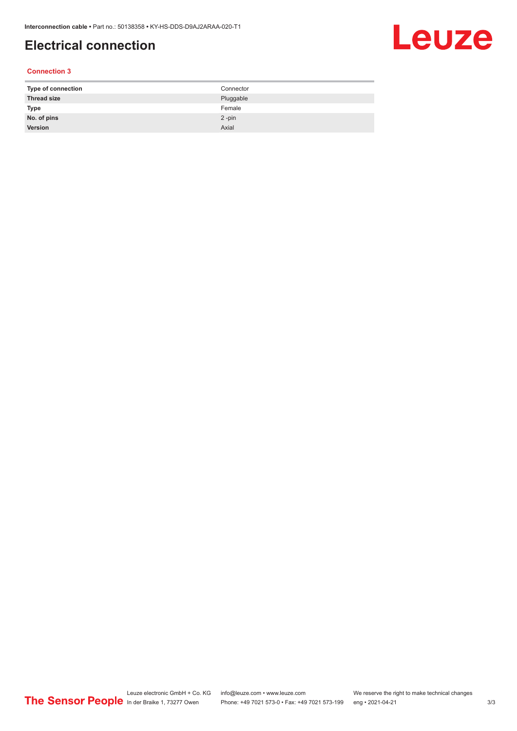# Electrical connection

### Connection 3

| | |
|---|---|
| **Type of connection** | Connector |
| **Thread size** | Pluggable |
| **Type** | Female |
| **No. of pins** | 2 -pin |
| **Version** | Axial |